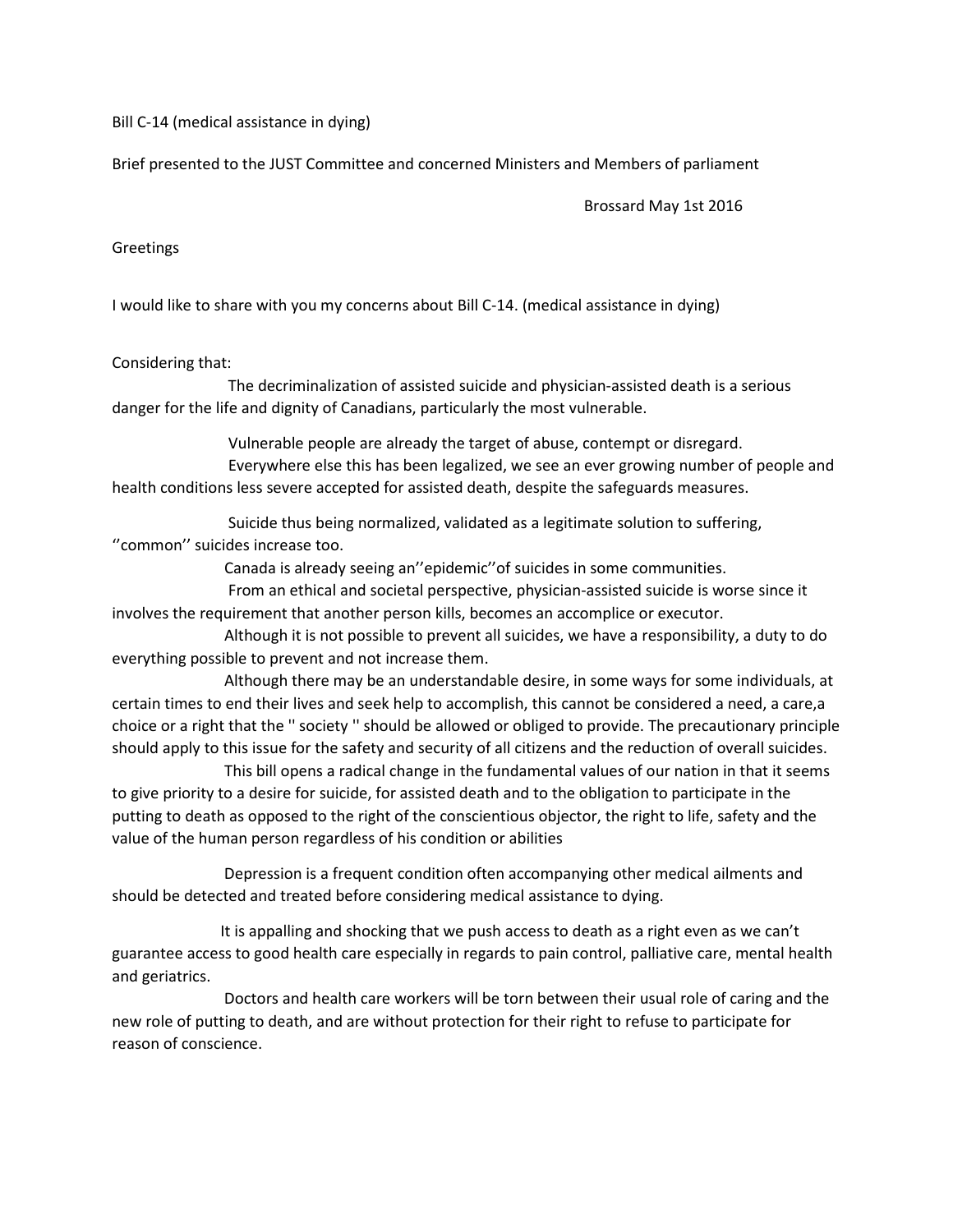Bill C-14 (medical assistance in dying)

Brief presented to the JUST Committee and concerned Ministers and Members of parliament

Brossard May 1st 2016

Greetings

I would like to share with you my concerns about Bill C-14. (medical assistance in dying)

Considering that:

The decriminalization of assisted suicide and physician-assisted death is a serious danger for the life and dignity of Canadians, particularly the most vulnerable.

Vulnerable people are already the target of abuse, contempt or disregard.

Everywhere else this has been legalized, we see an ever growing number of people and health conditions less severe accepted for assisted death, despite the safeguards measures.

Suicide thus being normalized, validated as a legitimate solution to suffering, ''common'' suicides increase too.

Canada is already seeing an''epidemic''of suicides in some communities.

From an ethical and societal perspective, physician-assisted suicide is worse since it involves the requirement that another person kills, becomes an accomplice or executor.

Although it is not possible to prevent all suicides, we have a responsibility, a duty to do everything possible to prevent and not increase them.

Although there may be an understandable desire, in some ways for some individuals, at certain times to end their lives and seek help to accomplish, this cannot be considered a need, a care,a choice or a right that the '' society '' should be allowed or obliged to provide. The precautionary principle should apply to this issue for the safety and security of all citizens and the reduction of overall suicides.

This bill opens a radical change in the fundamental values of our nation in that it seems to give priority to a desire for suicide, for assisted death and to the obligation to participate in the putting to death as opposed to the right of the conscientious objector, the right to life, safety and the value of the human person regardless of his condition or abilities

Depression is a frequent condition often accompanying other medical ailments and should be detected and treated before considering medical assistance to dying.

It is appalling and shocking that we push access to death as a right even as we can't guarantee access to good health care especially in regards to pain control, palliative care, mental health and geriatrics.

Doctors and health care workers will be torn between their usual role of caring and the new role of putting to death, and are without protection for their right to refuse to participate for reason of conscience.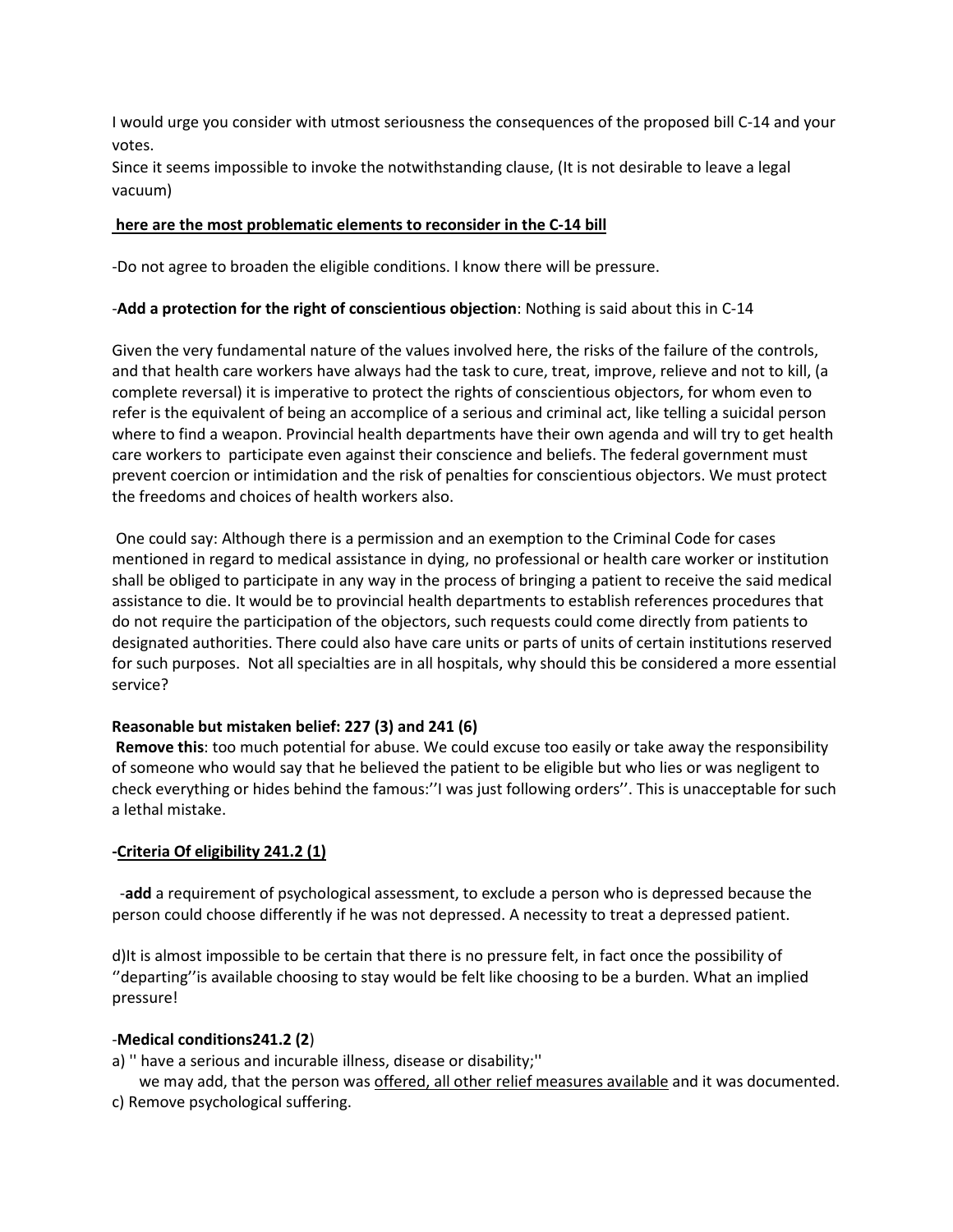I would urge you consider with utmost seriousness the consequences of the proposed bill C-14 and your votes.
Since it seems impossible to invoke the notwithstanding clause, (It is not desirable to leave a legal vacuum)

**here are the most problematic elements to reconsider in the C-14 bill**

-Do not agree to broaden the eligible conditions. I know there will be pressure.

-**Add a protection for the right of conscientious objection**: Nothing is said about this in C-14

Given the very fundamental nature of the values involved here, the risks of the failure of the controls, and that health care workers have always had the task to cure, treat, improve, relieve and not to kill, (a complete reversal) it is imperative to protect the rights of conscientious objectors, for whom even to refer is the equivalent of being an accomplice of a serious and criminal act, like telling a suicidal person where to find a weapon. Provincial health departments have their own agenda and will try to get health care workers to participate even against their conscience and beliefs. The federal government must prevent coercion or intimidation and the risk of penalties for conscientious objectors. We must protect the freedoms and choices of health workers also.

One could say: Although there is a permission and an exemption to the Criminal Code for cases mentioned in regard to medical assistance in dying, no professional or health care worker or institution shall be obliged to participate in any way in the process of bringing a patient to receive the said medical assistance to die. It would be to provincial health departments to establish references procedures that do not require the participation of the objectors, such requests could come directly from patients to designated authorities. There could also have care units or parts of units of certain institutions reserved for such purposes. Not all specialties are in all hospitals, why should this be considered a more essential service?

**Reasonable but mistaken belief: 227 (3) and 241 (6)**
**Remove this**: too much potential for abuse. We could excuse too easily or take away the responsibility of someone who would say that he believed the patient to be eligible but who lies or was negligent to check everything or hides behind the famous:''I was just following orders''. This is unacceptable for such a lethal mistake.

**-Criteria Of eligibility 241.2 (1)**

-**add** a requirement of psychological assessment, to exclude a person who is depressed because the person could choose differently if he was not depressed. A necessity to treat a depressed patient.

d)It is almost impossible to be certain that there is no pressure felt, in fact once the possibility of ''departing''is available choosing to stay would be felt like choosing to be a burden. What an implied pressure!

-**Medical conditions241.2 (2**)
a) '' have a serious and incurable illness, disease or disability;''
we may add, that the person was offered, all other relief measures available and it was documented.
c) Remove psychological suffering.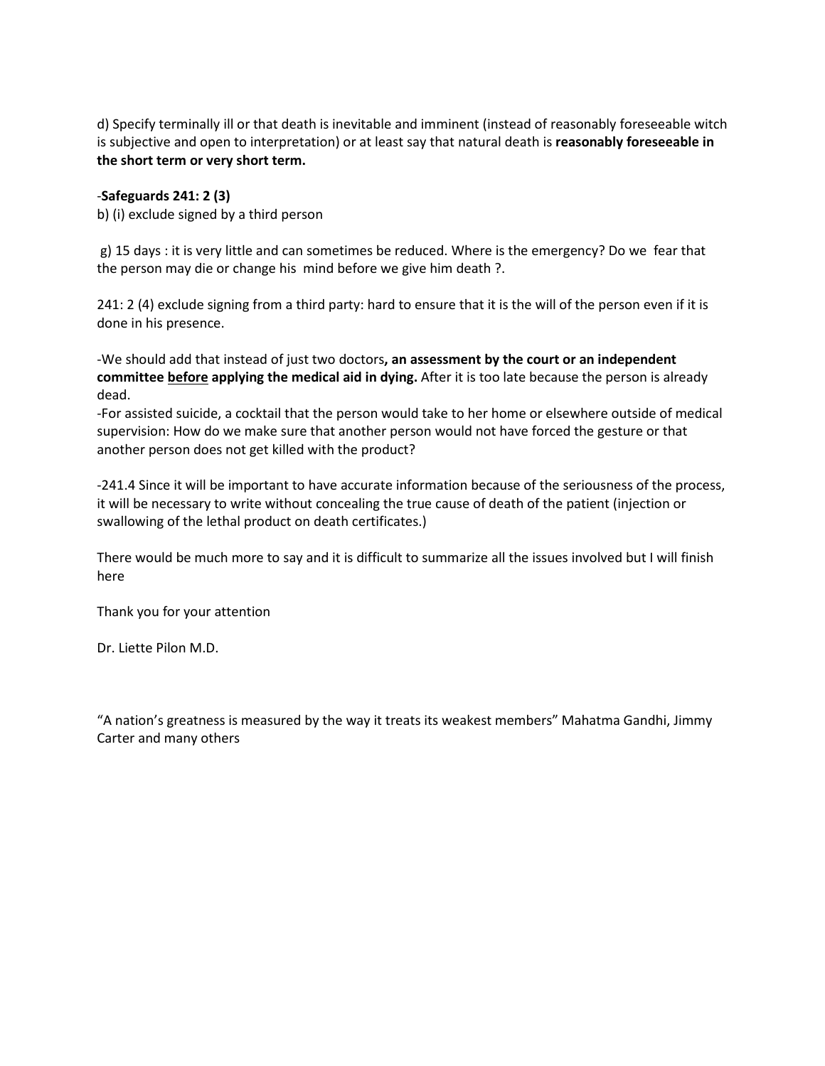d) Specify terminally ill or that death is inevitable and imminent (instead of reasonably foreseeable witch is subjective and open to interpretation) or at least say that natural death is **reasonably foreseeable in the short term or very short term.**

-**Safeguards 241: 2 (3)**
b) (i) exclude signed by a third person

g) 15 days : it is very little and can sometimes be reduced. Where is the emergency? Do we fear that the person may die or change his mind before we give him death ?.

241: 2 (4) exclude signing from a third party: hard to ensure that it is the will of the person even if it is done in his presence.

-We should add that instead of just two doctors**, an assessment by the court or an independent committee <u>before</u> applying the medical aid in dying.** After it is too late because the person is already dead.

-For assisted suicide, a cocktail that the person would take to her home or elsewhere outside of medical supervision: How do we make sure that another person would not have forced the gesture or that another person does not get killed with the product?

-241.4 Since it will be important to have accurate information because of the seriousness of the process, it will be necessary to write without concealing the true cause of death of the patient (injection or swallowing of the lethal product on death certificates.)

There would be much more to say and it is difficult to summarize all the issues involved but I will finish here

Thank you for your attention

Dr. Liette Pilon M.D.

“A nation’s greatness is measured by the way it treats its weakest members” Mahatma Gandhi, Jimmy Carter and many others